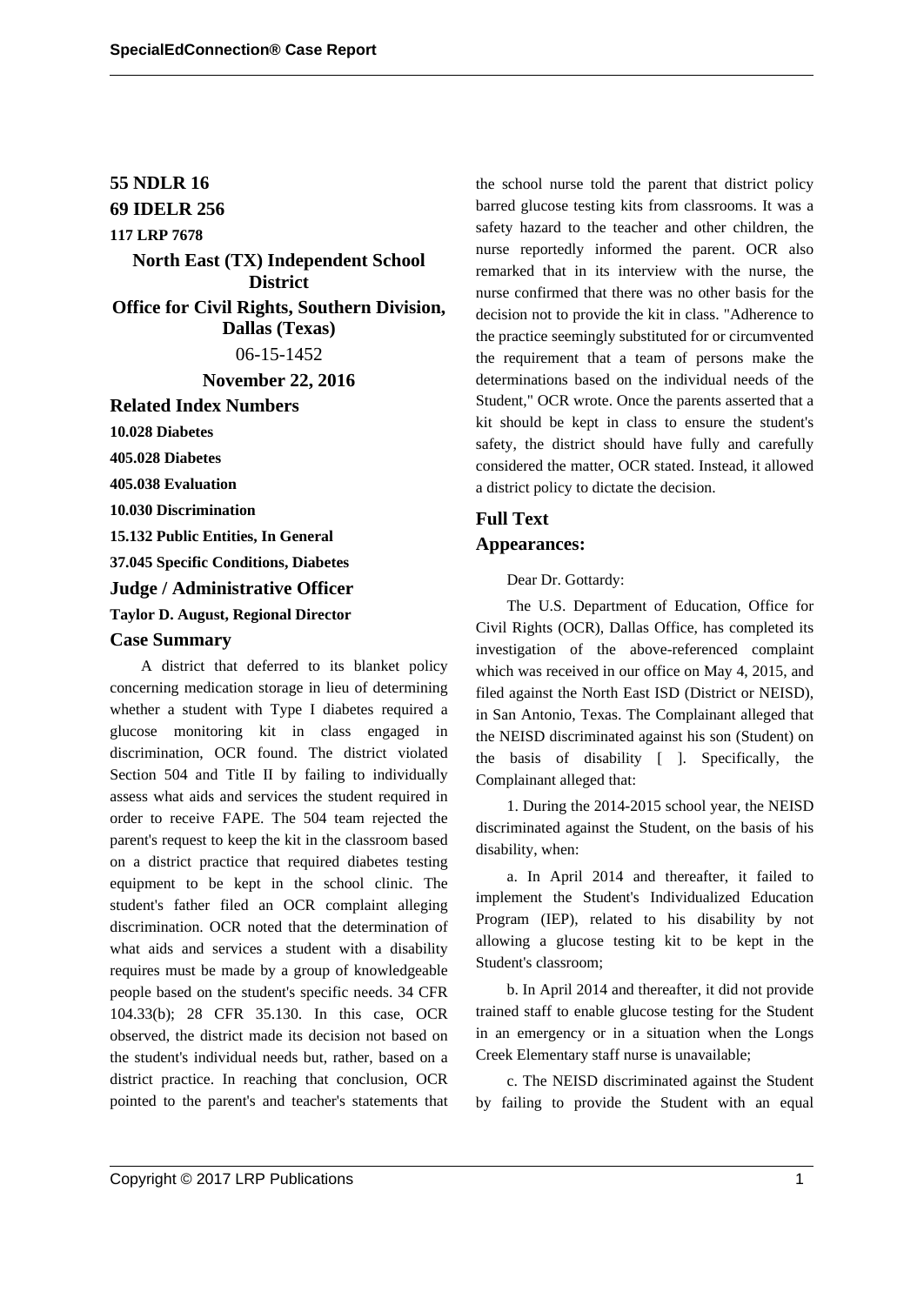**55 NDLR 16**

**69 IDELR 256**

**117 LRP 7678**

**North East (TX) Independent School District**

**Office for Civil Rights, Southern Division, Dallas (Texas)**

06-15-1452

**November 22, 2016**

## Related Index Numbers

**10.028 Diabetes**

**405.028 Diabetes**

**405.038 Evaluation**

**10.030 Discrimination**

**15.132 Public Entities, In General**

**37.045 Specific Conditions, Diabetes**

## Judge / Administrative Officer

**Taylor D. August, Regional Director**

## Case Summary

A district that deferred to its blanket policy concerning medication storage in lieu of determining whether a student with Type I diabetes required a glucose monitoring kit in class engaged in discrimination, OCR found. The district violated Section 504 and Title II by failing to individually assess what aids and services the student required in order to receive FAPE. The 504 team rejected the parent's request to keep the kit in the classroom based on a district practice that required diabetes testing equipment to be kept in the school clinic. The student's father filed an OCR complaint alleging discrimination. OCR noted that the determination of what aids and services a student with a disability requires must be made by a group of knowledgeable people based on the student's specific needs. 34 CFR 104.33(b); 28 CFR 35.130. In this case, OCR observed, the district made its decision not based on the student's individual needs but, rather, based on a district practice. In reaching that conclusion, OCR pointed to the parent's and teacher's statements that the school nurse told the parent that district policy barred glucose testing kits from classrooms. It was a safety hazard to the teacher and other children, the nurse reportedly informed the parent. OCR also remarked that in its interview with the nurse, the nurse confirmed that there was no other basis for the decision not to provide the kit in class. "Adherence to the practice seemingly substituted for or circumvented the requirement that a team of persons make the determinations based on the individual needs of the Student," OCR wrote. Once the parents asserted that a kit should be kept in class to ensure the student's safety, the district should have fully and carefully considered the matter, OCR stated. Instead, it allowed a district policy to dictate the decision.

## Full Text

## Appearances:

Dear Dr. Gottardy:

The U.S. Department of Education, Office for Civil Rights (OCR), Dallas Office, has completed its investigation of the above-referenced complaint which was received in our office on May 4, 2015, and filed against the North East ISD (District or NEISD), in San Antonio, Texas. The Complainant alleged that the NEISD discriminated against his son (Student) on the basis of disability [ ]. Specifically, the Complainant alleged that:

1. During the 2014-2015 school year, the NEISD discriminated against the Student, on the basis of his disability, when:

a. In April 2014 and thereafter, it failed to implement the Student's Individualized Education Program (IEP), related to his disability by not allowing a glucose testing kit to be kept in the Student's classroom;

b. In April 2014 and thereafter, it did not provide trained staff to enable glucose testing for the Student in an emergency or in a situation when the Longs Creek Elementary staff nurse is unavailable;

c. The NEISD discriminated against the Student by failing to provide the Student with an equal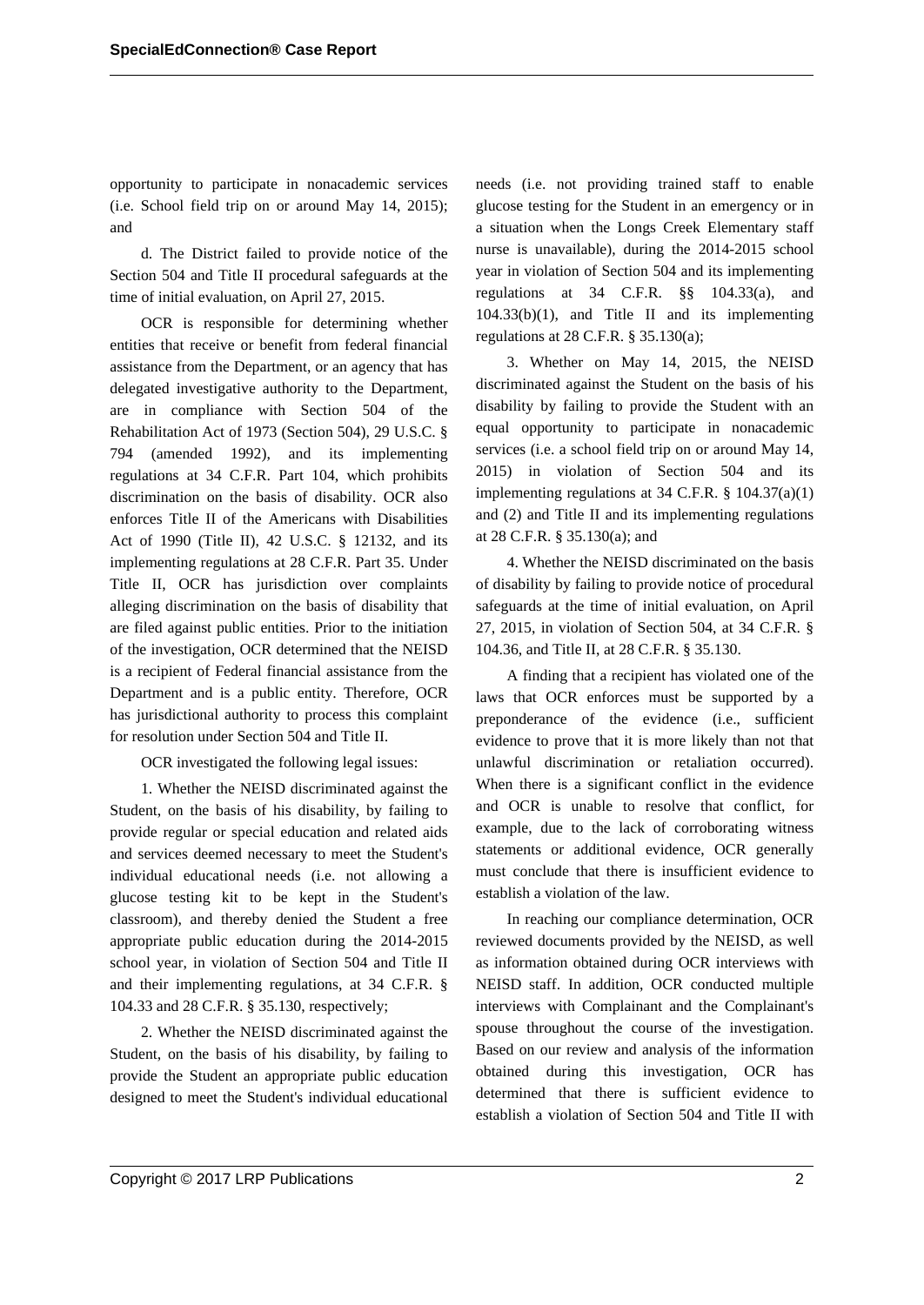opportunity to participate in nonacademic services (i.e. School field trip on or around May 14, 2015); and

d. The District failed to provide notice of the Section 504 and Title II procedural safeguards at the time of initial evaluation, on April 27, 2015.

OCR is responsible for determining whether entities that receive or benefit from federal financial assistance from the Department, or an agency that has delegated investigative authority to the Department, are in compliance with Section 504 of the Rehabilitation Act of 1973 (Section 504), 29 U.S.C. § 794 (amended 1992), and its implementing regulations at 34 C.F.R. Part 104, which prohibits discrimination on the basis of disability. OCR also enforces Title II of the Americans with Disabilities Act of 1990 (Title II), 42 U.S.C. § 12132, and its implementing regulations at 28 C.F.R. Part 35. Under Title II, OCR has jurisdiction over complaints alleging discrimination on the basis of disability that are filed against public entities. Prior to the initiation of the investigation, OCR determined that the NEISD is a recipient of Federal financial assistance from the Department and is a public entity. Therefore, OCR has jurisdictional authority to process this complaint for resolution under Section 504 and Title II.

OCR investigated the following legal issues:

1. Whether the NEISD discriminated against the Student, on the basis of his disability, by failing to provide regular or special education and related aids and services deemed necessary to meet the Student's individual educational needs (i.e. not allowing a glucose testing kit to be kept in the Student's classroom), and thereby denied the Student a free appropriate public education during the 2014-2015 school year, in violation of Section 504 and Title II and their implementing regulations, at 34 C.F.R. § 104.33 and 28 C.F.R. § 35.130, respectively;

2. Whether the NEISD discriminated against the Student, on the basis of his disability, by failing to provide the Student an appropriate public education designed to meet the Student's individual educational needs (i.e. not providing trained staff to enable glucose testing for the Student in an emergency or in a situation when the Longs Creek Elementary staff nurse is unavailable), during the 2014-2015 school year in violation of Section 504 and its implementing regulations at 34 C.F.R. §§ 104.33(a), and 104.33(b)(1), and Title II and its implementing regulations at 28 C.F.R. § 35.130(a);

3. Whether on May 14, 2015, the NEISD discriminated against the Student on the basis of his disability by failing to provide the Student with an equal opportunity to participate in nonacademic services (i.e. a school field trip on or around May 14, 2015) in violation of Section 504 and its implementing regulations at 34 C.F.R. § 104.37(a)(1) and (2) and Title II and its implementing regulations at 28 C.F.R. § 35.130(a); and

4. Whether the NEISD discriminated on the basis of disability by failing to provide notice of procedural safeguards at the time of initial evaluation, on April 27, 2015, in violation of Section 504, at 34 C.F.R. § 104.36, and Title II, at 28 C.F.R. § 35.130.

A finding that a recipient has violated one of the laws that OCR enforces must be supported by a preponderance of the evidence (i.e., sufficient evidence to prove that it is more likely than not that unlawful discrimination or retaliation occurred). When there is a significant conflict in the evidence and OCR is unable to resolve that conflict, for example, due to the lack of corroborating witness statements or additional evidence, OCR generally must conclude that there is insufficient evidence to establish a violation of the law.

In reaching our compliance determination, OCR reviewed documents provided by the NEISD, as well as information obtained during OCR interviews with NEISD staff. In addition, OCR conducted multiple interviews with Complainant and the Complainant's spouse throughout the course of the investigation. Based on our review and analysis of the information obtained during this investigation, OCR has determined that there is sufficient evidence to establish a violation of Section 504 and Title II with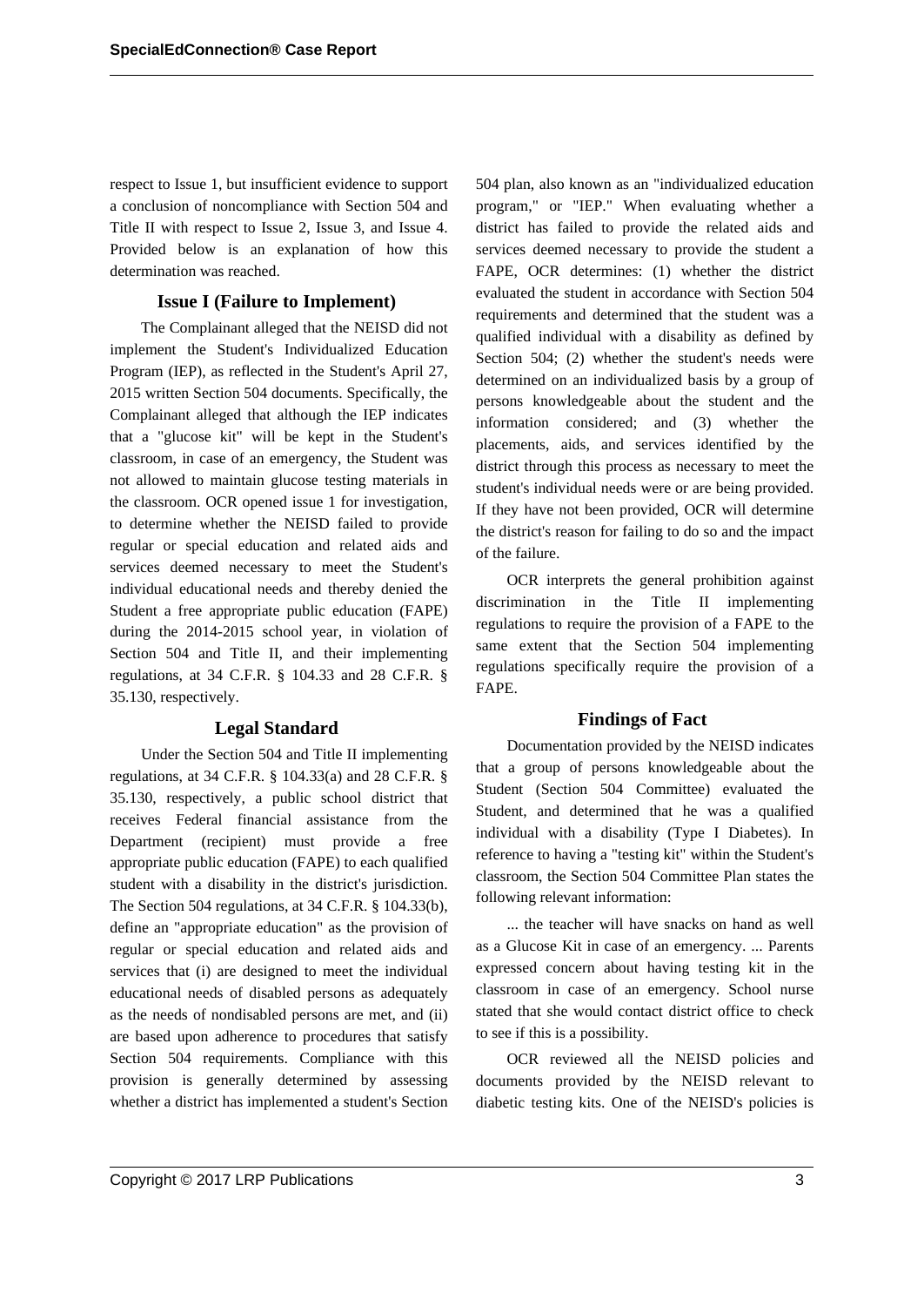respect to Issue 1, but insufficient evidence to support a conclusion of noncompliance with Section 504 and Title II with respect to Issue 2, Issue 3, and Issue 4. Provided below is an explanation of how this determination was reached.

### Issue I (Failure to Implement)

The Complainant alleged that the NEISD did not implement the Student's Individualized Education Program (IEP), as reflected in the Student's April 27, 2015 written Section 504 documents. Specifically, the Complainant alleged that although the IEP indicates that a "glucose kit" will be kept in the Student's classroom, in case of an emergency, the Student was not allowed to maintain glucose testing materials in the classroom. OCR opened issue 1 for investigation, to determine whether the NEISD failed to provide regular or special education and related aids and services deemed necessary to meet the Student's individual educational needs and thereby denied the Student a free appropriate public education (FAPE) during the 2014-2015 school year, in violation of Section 504 and Title II, and their implementing regulations, at 34 C.F.R. § 104.33 and 28 C.F.R. § 35.130, respectively.

### Legal Standard

Under the Section 504 and Title II implementing regulations, at 34 C.F.R. § 104.33(a) and 28 C.F.R. § 35.130, respectively, a public school district that receives Federal financial assistance from the Department (recipient) must provide a free appropriate public education (FAPE) to each qualified student with a disability in the district's jurisdiction. The Section 504 regulations, at 34 C.F.R. § 104.33(b), define an "appropriate education" as the provision of regular or special education and related aids and services that (i) are designed to meet the individual educational needs of disabled persons as adequately as the needs of nondisabled persons are met, and (ii) are based upon adherence to procedures that satisfy Section 504 requirements. Compliance with this provision is generally determined by assessing whether a district has implemented a student's Section 504 plan, also known as an "individualized education program," or "IEP." When evaluating whether a district has failed to provide the related aids and services deemed necessary to provide the student a FAPE, OCR determines: (1) whether the district evaluated the student in accordance with Section 504 requirements and determined that the student was a qualified individual with a disability as defined by Section 504; (2) whether the student's needs were determined on an individualized basis by a group of persons knowledgeable about the student and the information considered; and (3) whether the placements, aids, and services identified by the district through this process as necessary to meet the student's individual needs were or are being provided. If they have not been provided, OCR will determine the district's reason for failing to do so and the impact of the failure.

OCR interprets the general prohibition against discrimination in the Title II implementing regulations to require the provision of a FAPE to the same extent that the Section 504 implementing regulations specifically require the provision of a FAPE.

### Findings of Fact

Documentation provided by the NEISD indicates that a group of persons knowledgeable about the Student (Section 504 Committee) evaluated the Student, and determined that he was a qualified individual with a disability (Type I Diabetes). In reference to having a "testing kit" within the Student's classroom, the Section 504 Committee Plan states the following relevant information:

> ... the teacher will have snacks on hand as well as a Glucose Kit in case of an emergency. ... Parents expressed concern about having testing kit in the classroom in case of an emergency. School nurse stated that she would contact district office to check to see if this is a possibility.

OCR reviewed all the NEISD policies and documents provided by the NEISD relevant to diabetic testing kits. One of the NEISD's policies is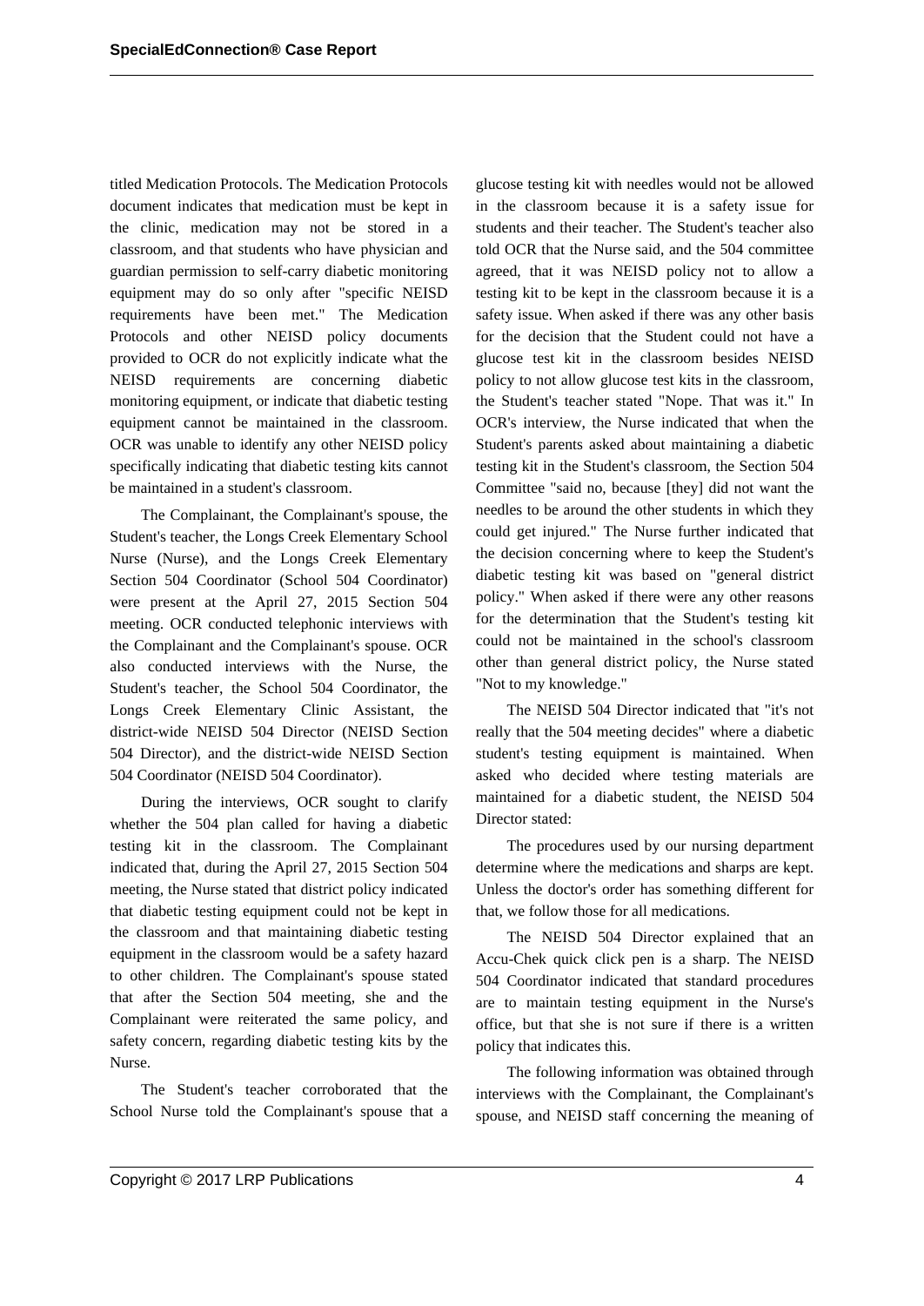titled Medication Protocols. The Medication Protocols document indicates that medication must be kept in the clinic, medication may not be stored in a classroom, and that students who have physician and guardian permission to self-carry diabetic monitoring equipment may do so only after "specific NEISD requirements have been met." The Medication Protocols and other NEISD policy documents provided to OCR do not explicitly indicate what the NEISD requirements are concerning diabetic monitoring equipment, or indicate that diabetic testing equipment cannot be maintained in the classroom. OCR was unable to identify any other NEISD policy specifically indicating that diabetic testing kits cannot be maintained in a student's classroom.

The Complainant, the Complainant's spouse, the Student's teacher, the Longs Creek Elementary School Nurse (Nurse), and the Longs Creek Elementary Section 504 Coordinator (School 504 Coordinator) were present at the April 27, 2015 Section 504 meeting. OCR conducted telephonic interviews with the Complainant and the Complainant's spouse. OCR also conducted interviews with the Nurse, the Student's teacher, the School 504 Coordinator, the Longs Creek Elementary Clinic Assistant, the district-wide NEISD 504 Director (NEISD Section 504 Director), and the district-wide NEISD Section 504 Coordinator (NEISD 504 Coordinator).

During the interviews, OCR sought to clarify whether the 504 plan called for having a diabetic testing kit in the classroom. The Complainant indicated that, during the April 27, 2015 Section 504 meeting, the Nurse stated that district policy indicated that diabetic testing equipment could not be kept in the classroom and that maintaining diabetic testing equipment in the classroom would be a safety hazard to other children. The Complainant's spouse stated that after the Section 504 meeting, she and the Complainant were reiterated the same policy, and safety concern, regarding diabetic testing kits by the Nurse.

The Student's teacher corroborated that the School Nurse told the Complainant's spouse that a glucose testing kit with needles would not be allowed in the classroom because it is a safety issue for students and their teacher. The Student's teacher also told OCR that the Nurse said, and the 504 committee agreed, that it was NEISD policy not to allow a testing kit to be kept in the classroom because it is a safety issue. When asked if there was any other basis for the decision that the Student could not have a glucose test kit in the classroom besides NEISD policy to not allow glucose test kits in the classroom, the Student's teacher stated "Nope. That was it." In OCR's interview, the Nurse indicated that when the Student's parents asked about maintaining a diabetic testing kit in the Student's classroom, the Section 504 Committee "said no, because [they] did not want the needles to be around the other students in which they could get injured." The Nurse further indicated that the decision concerning where to keep the Student's diabetic testing kit was based on "general district policy." When asked if there were any other reasons for the determination that the Student's testing kit could not be maintained in the school's classroom other than general district policy, the Nurse stated "Not to my knowledge."

The NEISD 504 Director indicated that "it's not really that the 504 meeting decides" where a diabetic student's testing equipment is maintained. When asked who decided where testing materials are maintained for a diabetic student, the NEISD 504 Director stated:

The procedures used by our nursing department determine where the medications and sharps are kept. Unless the doctor's order has something different for that, we follow those for all medications.

The NEISD 504 Director explained that an Accu-Chek quick click pen is a sharp. The NEISD 504 Coordinator indicated that standard procedures are to maintain testing equipment in the Nurse's office, but that she is not sure if there is a written policy that indicates this.

The following information was obtained through interviews with the Complainant, the Complainant's spouse, and NEISD staff concerning the meaning of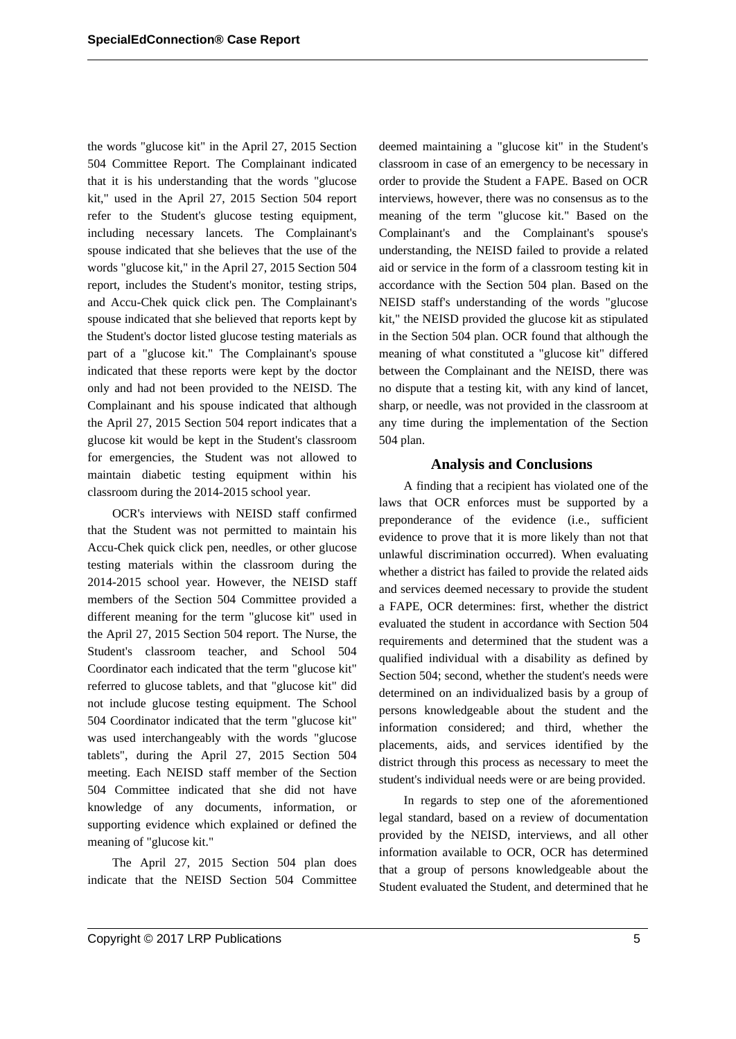the words "glucose kit" in the April 27, 2015 Section 504 Committee Report. The Complainant indicated that it is his understanding that the words "glucose kit," used in the April 27, 2015 Section 504 report refer to the Student's glucose testing equipment, including necessary lancets. The Complainant's spouse indicated that she believes that the use of the words "glucose kit," in the April 27, 2015 Section 504 report, includes the Student's monitor, testing strips, and Accu-Chek quick click pen. The Complainant's spouse indicated that she believed that reports kept by the Student's doctor listed glucose testing materials as part of a "glucose kit." The Complainant's spouse indicated that these reports were kept by the doctor only and had not been provided to the NEISD. The Complainant and his spouse indicated that although the April 27, 2015 Section 504 report indicates that a glucose kit would be kept in the Student's classroom for emergencies, the Student was not allowed to maintain diabetic testing equipment within his classroom during the 2014-2015 school year.

OCR's interviews with NEISD staff confirmed that the Student was not permitted to maintain his Accu-Chek quick click pen, needles, or other glucose testing materials within the classroom during the 2014-2015 school year. However, the NEISD staff members of the Section 504 Committee provided a different meaning for the term "glucose kit" used in the April 27, 2015 Section 504 report. The Nurse, the Student's classroom teacher, and School 504 Coordinator each indicated that the term "glucose kit" referred to glucose tablets, and that "glucose kit" did not include glucose testing equipment. The School 504 Coordinator indicated that the term "glucose kit" was used interchangeably with the words "glucose tablets", during the April 27, 2015 Section 504 meeting. Each NEISD staff member of the Section 504 Committee indicated that she did not have knowledge of any documents, information, or supporting evidence which explained or defined the meaning of "glucose kit."

The April 27, 2015 Section 504 plan does indicate that the NEISD Section 504 Committee deemed maintaining a "glucose kit" in the Student's classroom in case of an emergency to be necessary in order to provide the Student a FAPE. Based on OCR interviews, however, there was no consensus as to the meaning of the term "glucose kit." Based on the Complainant's and the Complainant's spouse's understanding, the NEISD failed to provide a related aid or service in the form of a classroom testing kit in accordance with the Section 504 plan. Based on the NEISD staff's understanding of the words "glucose kit," the NEISD provided the glucose kit as stipulated in the Section 504 plan. OCR found that although the meaning of what constituted a "glucose kit" differed between the Complainant and the NEISD, there was no dispute that a testing kit, with any kind of lancet, sharp, or needle, was not provided in the classroom at any time during the implementation of the Section 504 plan.

## Analysis and Conclusions

A finding that a recipient has violated one of the laws that OCR enforces must be supported by a preponderance of the evidence (i.e., sufficient evidence to prove that it is more likely than not that unlawful discrimination occurred). When evaluating whether a district has failed to provide the related aids and services deemed necessary to provide the student a FAPE, OCR determines: first, whether the district evaluated the student in accordance with Section 504 requirements and determined that the student was a qualified individual with a disability as defined by Section 504; second, whether the student's needs were determined on an individualized basis by a group of persons knowledgeable about the student and the information considered; and third, whether the placements, aids, and services identified by the district through this process as necessary to meet the student's individual needs were or are being provided.

In regards to step one of the aforementioned legal standard, based on a review of documentation provided by the NEISD, interviews, and all other information available to OCR, OCR has determined that a group of persons knowledgeable about the Student evaluated the Student, and determined that he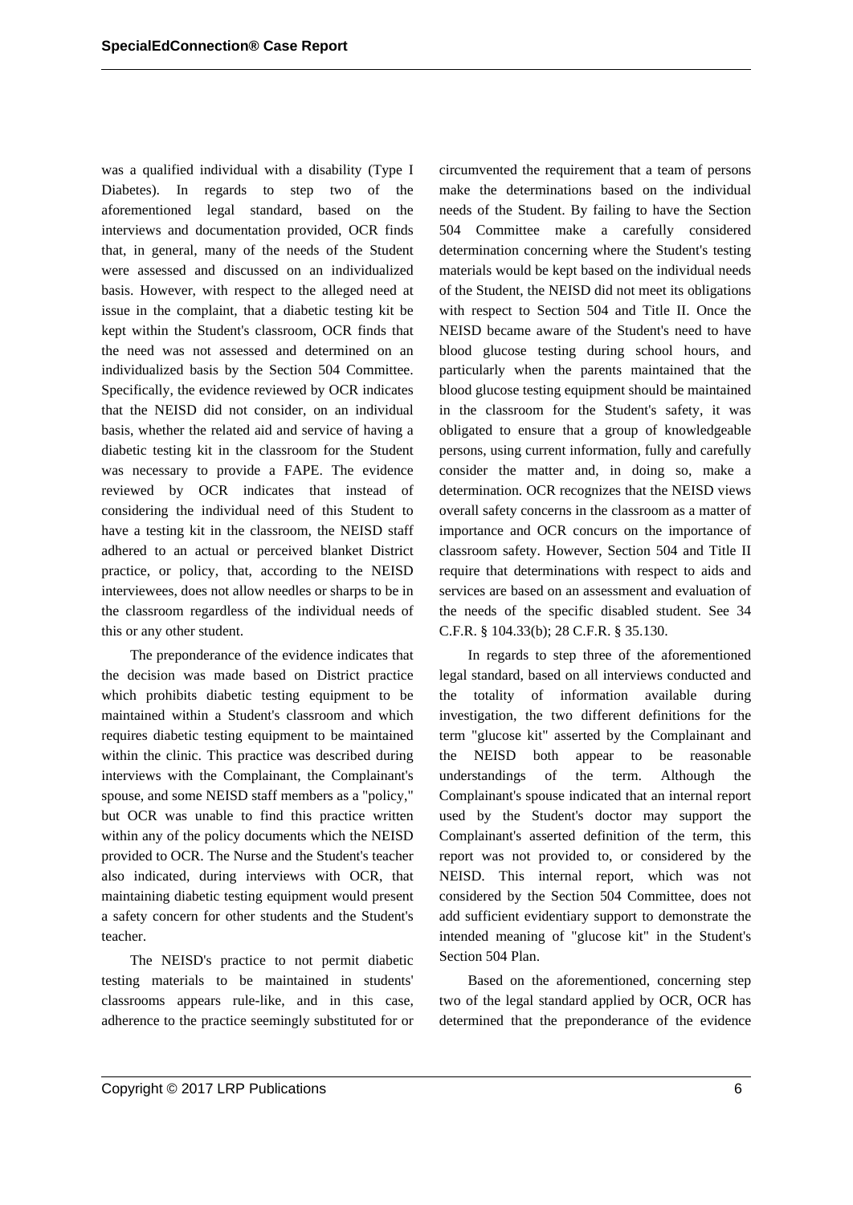was a qualified individual with a disability (Type I Diabetes). In regards to step two of the aforementioned legal standard, based on the interviews and documentation provided, OCR finds that, in general, many of the needs of the Student were assessed and discussed on an individualized basis. However, with respect to the alleged need at issue in the complaint, that a diabetic testing kit be kept within the Student's classroom, OCR finds that the need was not assessed and determined on an individualized basis by the Section 504 Committee. Specifically, the evidence reviewed by OCR indicates that the NEISD did not consider, on an individual basis, whether the related aid and service of having a diabetic testing kit in the classroom for the Student was necessary to provide a FAPE. The evidence reviewed by OCR indicates that instead of considering the individual need of this Student to have a testing kit in the classroom, the NEISD staff adhered to an actual or perceived blanket District practice, or policy, that, according to the NEISD interviewees, does not allow needles or sharps to be in the classroom regardless of the individual needs of this or any other student.

The preponderance of the evidence indicates that the decision was made based on District practice which prohibits diabetic testing equipment to be maintained within a Student's classroom and which requires diabetic testing equipment to be maintained within the clinic. This practice was described during interviews with the Complainant, the Complainant's spouse, and some NEISD staff members as a "policy," but OCR was unable to find this practice written within any of the policy documents which the NEISD provided to OCR. The Nurse and the Student's teacher also indicated, during interviews with OCR, that maintaining diabetic testing equipment would present a safety concern for other students and the Student's teacher.

The NEISD's practice to not permit diabetic testing materials to be maintained in students' classrooms appears rule-like, and in this case, adherence to the practice seemingly substituted for or circumvented the requirement that a team of persons make the determinations based on the individual needs of the Student. By failing to have the Section 504 Committee make a carefully considered determination concerning where the Student's testing materials would be kept based on the individual needs of the Student, the NEISD did not meet its obligations with respect to Section 504 and Title II. Once the NEISD became aware of the Student's need to have blood glucose testing during school hours, and particularly when the parents maintained that the blood glucose testing equipment should be maintained in the classroom for the Student's safety, it was obligated to ensure that a group of knowledgeable persons, using current information, fully and carefully consider the matter and, in doing so, make a determination. OCR recognizes that the NEISD views overall safety concerns in the classroom as a matter of importance and OCR concurs on the importance of classroom safety. However, Section 504 and Title II require that determinations with respect to aids and services are based on an assessment and evaluation of the needs of the specific disabled student. See 34 C.F.R. § 104.33(b); 28 C.F.R. § 35.130.

In regards to step three of the aforementioned legal standard, based on all interviews conducted and the totality of information available during investigation, the two different definitions for the term "glucose kit" asserted by the Complainant and the NEISD both appear to be reasonable understandings of the term. Although the Complainant's spouse indicated that an internal report used by the Student's doctor may support the Complainant's asserted definition of the term, this report was not provided to, or considered by the NEISD. This internal report, which was not considered by the Section 504 Committee, does not add sufficient evidentiary support to demonstrate the intended meaning of "glucose kit" in the Student's Section 504 Plan.

Based on the aforementioned, concerning step two of the legal standard applied by OCR, OCR has determined that the preponderance of the evidence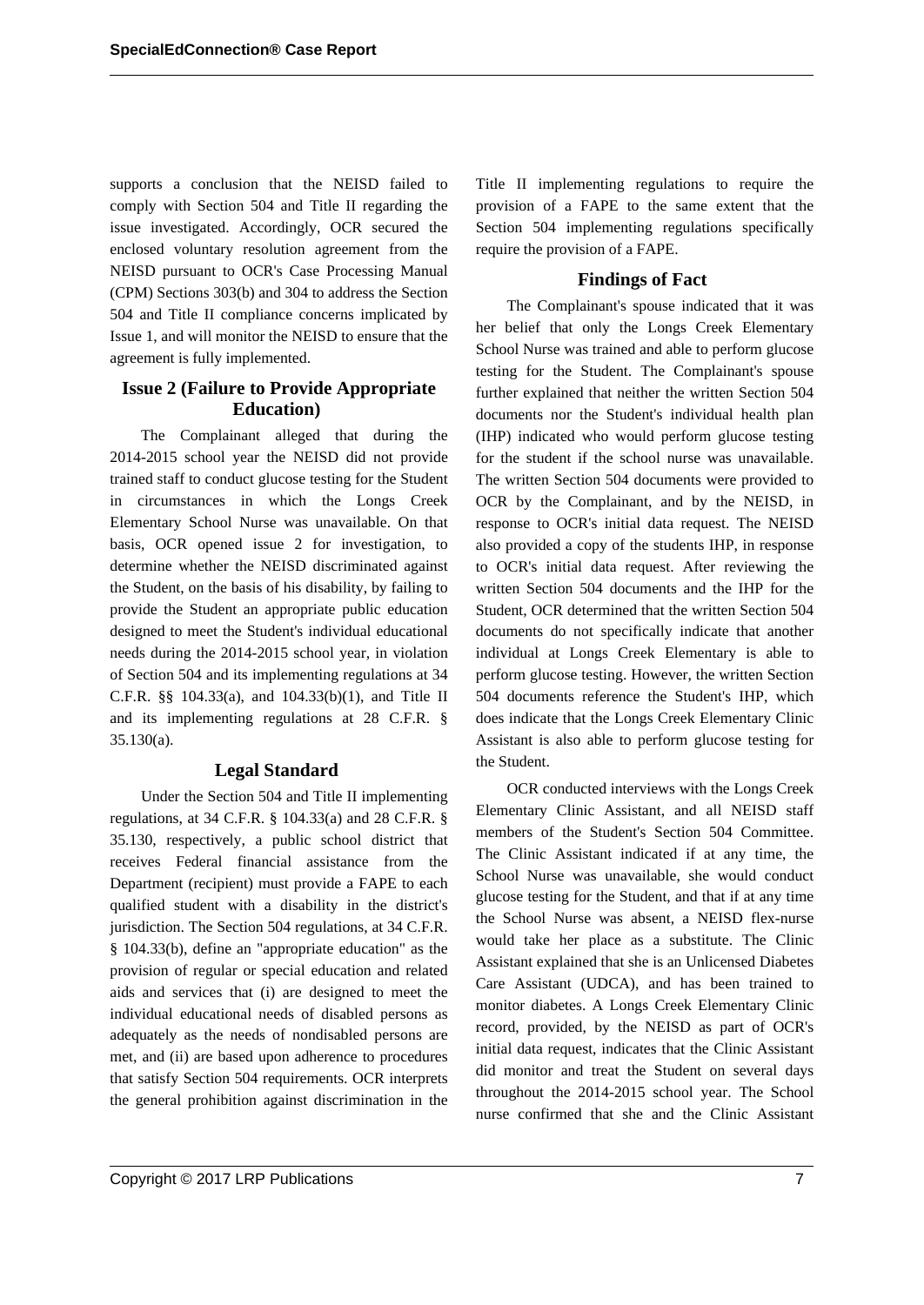supports a conclusion that the NEISD failed to comply with Section 504 and Title II regarding the issue investigated. Accordingly, OCR secured the enclosed voluntary resolution agreement from the NEISD pursuant to OCR's Case Processing Manual (CPM) Sections 303(b) and 304 to address the Section 504 and Title II compliance concerns implicated by Issue 1, and will monitor the NEISD to ensure that the agreement is fully implemented.

### Issue 2 (Failure to Provide Appropriate Education)

The Complainant alleged that during the 2014-2015 school year the NEISD did not provide trained staff to conduct glucose testing for the Student in circumstances in which the Longs Creek Elementary School Nurse was unavailable. On that basis, OCR opened issue 2 for investigation, to determine whether the NEISD discriminated against the Student, on the basis of his disability, by failing to provide the Student an appropriate public education designed to meet the Student's individual educational needs during the 2014-2015 school year, in violation of Section 504 and its implementing regulations at 34 C.F.R. §§ 104.33(a), and 104.33(b)(1), and Title II and its implementing regulations at 28 C.F.R. § 35.130(a).

### Legal Standard

Under the Section 504 and Title II implementing regulations, at 34 C.F.R. § 104.33(a) and 28 C.F.R. § 35.130, respectively, a public school district that receives Federal financial assistance from the Department (recipient) must provide a FAPE to each qualified student with a disability in the district's jurisdiction. The Section 504 regulations, at 34 C.F.R. § 104.33(b), define an "appropriate education" as the provision of regular or special education and related aids and services that (i) are designed to meet the individual educational needs of disabled persons as adequately as the needs of nondisabled persons are met, and (ii) are based upon adherence to procedures that satisfy Section 504 requirements. OCR interprets the general prohibition against discrimination in the Title II implementing regulations to require the provision of a FAPE to the same extent that the Section 504 implementing regulations specifically require the provision of a FAPE.

### Findings of Fact

The Complainant's spouse indicated that it was her belief that only the Longs Creek Elementary School Nurse was trained and able to perform glucose testing for the Student. The Complainant's spouse further explained that neither the written Section 504 documents nor the Student's individual health plan (IHP) indicated who would perform glucose testing for the student if the school nurse was unavailable. The written Section 504 documents were provided to OCR by the Complainant, and by the NEISD, in response to OCR's initial data request. The NEISD also provided a copy of the students IHP, in response to OCR's initial data request. After reviewing the written Section 504 documents and the IHP for the Student, OCR determined that the written Section 504 documents do not specifically indicate that another individual at Longs Creek Elementary is able to perform glucose testing. However, the written Section 504 documents reference the Student's IHP, which does indicate that the Longs Creek Elementary Clinic Assistant is also able to perform glucose testing for the Student.

OCR conducted interviews with the Longs Creek Elementary Clinic Assistant, and all NEISD staff members of the Student's Section 504 Committee. The Clinic Assistant indicated if at any time, the School Nurse was unavailable, she would conduct glucose testing for the Student, and that if at any time the School Nurse was absent, a NEISD flex-nurse would take her place as a substitute. The Clinic Assistant explained that she is an Unlicensed Diabetes Care Assistant (UDCA), and has been trained to monitor diabetes. A Longs Creek Elementary Clinic record, provided, by the NEISD as part of OCR's initial data request, indicates that the Clinic Assistant did monitor and treat the Student on several days throughout the 2014-2015 school year. The School nurse confirmed that she and the Clinic Assistant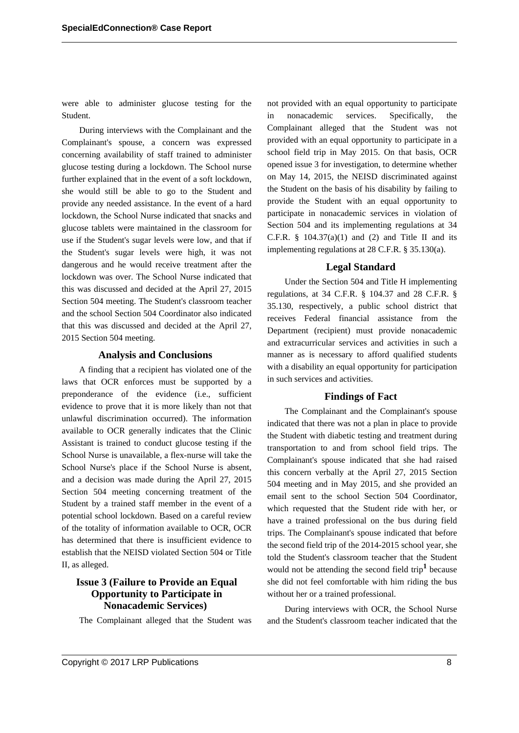were able to administer glucose testing for the Student.

During interviews with the Complainant and the Complainant's spouse, a concern was expressed concerning availability of staff trained to administer glucose testing during a lockdown. The School nurse further explained that in the event of a soft lockdown, she would still be able to go to the Student and provide any needed assistance. In the event of a hard lockdown, the School Nurse indicated that snacks and glucose tablets were maintained in the classroom for use if the Student's sugar levels were low, and that if the Student's sugar levels were high, it was not dangerous and he would receive treatment after the lockdown was over. The School Nurse indicated that this was discussed and decided at the April 27, 2015 Section 504 meeting. The Student's classroom teacher and the school Section 504 Coordinator also indicated that this was discussed and decided at the April 27, 2015 Section 504 meeting.

### Analysis and Conclusions

A finding that a recipient has violated one of the laws that OCR enforces must be supported by a preponderance of the evidence (i.e., sufficient evidence to prove that it is more likely than not that unlawful discrimination occurred). The information available to OCR generally indicates that the Clinic Assistant is trained to conduct glucose testing if the School Nurse is unavailable, a flex-nurse will take the School Nurse's place if the School Nurse is absent, and a decision was made during the April 27, 2015 Section 504 meeting concerning treatment of the Student by a trained staff member in the event of a potential school lockdown. Based on a careful review of the totality of information available to OCR, OCR has determined that there is insufficient evidence to establish that the NEISD violated Section 504 or Title II, as alleged.

### Issue 3 (Failure to Provide an Equal Opportunity to Participate in Nonacademic Services)

The Complainant alleged that the Student was not provided with an equal opportunity to participate in nonacademic services. Specifically, the Complainant alleged that the Student was not provided with an equal opportunity to participate in a school field trip in May 2015. On that basis, OCR opened issue 3 for investigation, to determine whether on May 14, 2015, the NEISD discriminated against the Student on the basis of his disability by failing to provide the Student with an equal opportunity to participate in nonacademic services in violation of Section 504 and its implementing regulations at 34 C.F.R. § 104.37(a)(1) and (2) and Title II and its implementing regulations at 28 C.F.R. § 35.130(a).

### Legal Standard

Under the Section 504 and Title H implementing regulations, at 34 C.F.R. § 104.37 and 28 C.F.R. § 35.130, respectively, a public school district that receives Federal financial assistance from the Department (recipient) must provide nonacademic and extracurricular services and activities in such a manner as is necessary to afford qualified students with a disability an equal opportunity for participation in such services and activities.

### Findings of Fact

The Complainant and the Complainant's spouse indicated that there was not a plan in place to provide the Student with diabetic testing and treatment during transportation to and from school field trips. The Complainant's spouse indicated that she had raised this concern verbally at the April 27, 2015 Section 504 meeting and in May 2015, and she provided an email sent to the school Section 504 Coordinator, which requested that the Student ride with her, or have a trained professional on the bus during field trips. The Complainant's spouse indicated that before the second field trip of the 2014-2015 school year, she told the Student's classroom teacher that the Student would not be attending the second field trip[1] because she did not feel comfortable with him riding the bus without her or a trained professional.

During interviews with OCR, the School Nurse and the Student's classroom teacher indicated that the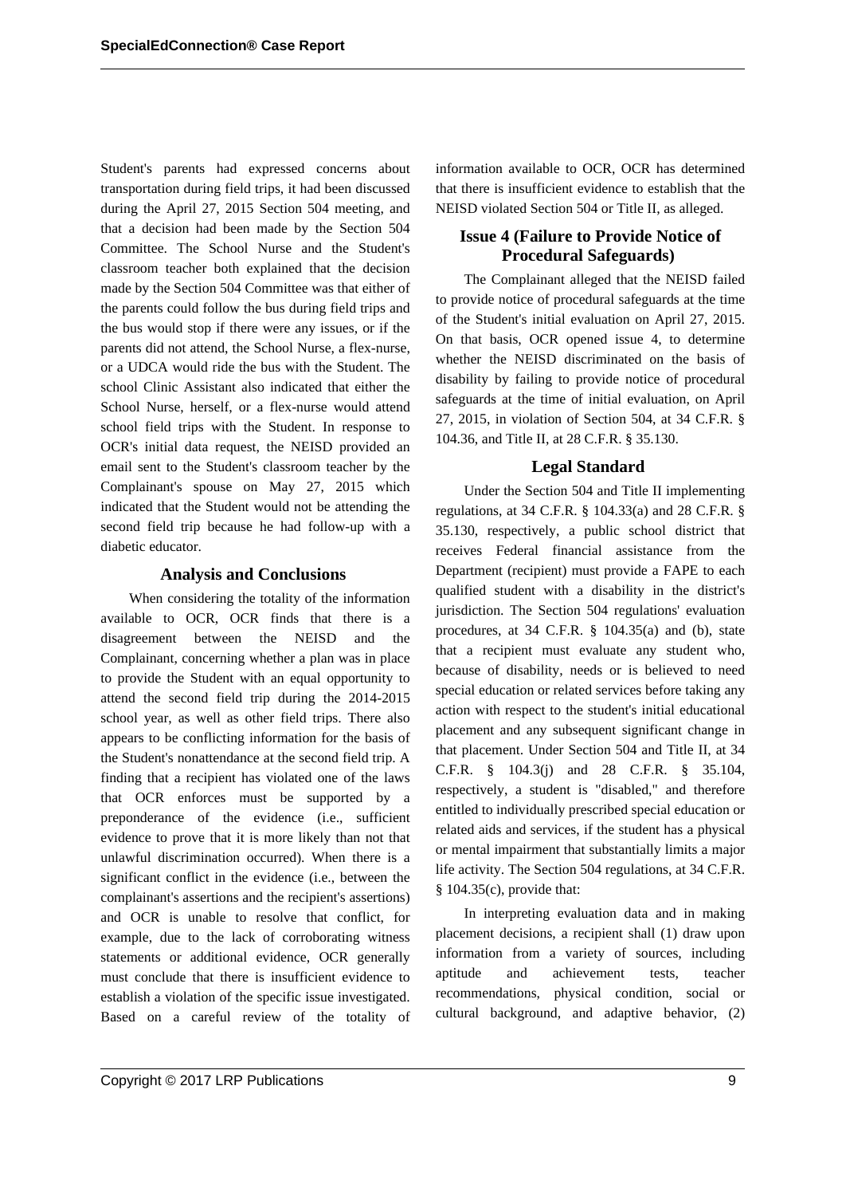Student's parents had expressed concerns about transportation during field trips, it had been discussed during the April 27, 2015 Section 504 meeting, and that a decision had been made by the Section 504 Committee. The School Nurse and the Student's classroom teacher both explained that the decision made by the Section 504 Committee was that either of the parents could follow the bus during field trips and the bus would stop if there were any issues, or if the parents did not attend, the School Nurse, a flex-nurse, or a UDCA would ride the bus with the Student. The school Clinic Assistant also indicated that either the School Nurse, herself, or a flex-nurse would attend school field trips with the Student. In response to OCR's initial data request, the NEISD provided an email sent to the Student's classroom teacher by the Complainant's spouse on May 27, 2015 which indicated that the Student would not be attending the second field trip because he had follow-up with a diabetic educator.

### Analysis and Conclusions

When considering the totality of the information available to OCR, OCR finds that there is a disagreement between the NEISD and the Complainant, concerning whether a plan was in place to provide the Student with an equal opportunity to attend the second field trip during the 2014-2015 school year, as well as other field trips. There also appears to be conflicting information for the basis of the Student's nonattendance at the second field trip. A finding that a recipient has violated one of the laws that OCR enforces must be supported by a preponderance of the evidence (i.e., sufficient evidence to prove that it is more likely than not that unlawful discrimination occurred). When there is a significant conflict in the evidence (i.e., between the complainant's assertions and the recipient's assertions) and OCR is unable to resolve that conflict, for example, due to the lack of corroborating witness statements or additional evidence, OCR generally must conclude that there is insufficient evidence to establish a violation of the specific issue investigated. Based on a careful review of the totality of information available to OCR, OCR has determined that there is insufficient evidence to establish that the NEISD violated Section 504 or Title II, as alleged.

### Issue 4 (Failure to Provide Notice of Procedural Safeguards)

The Complainant alleged that the NEISD failed to provide notice of procedural safeguards at the time of the Student's initial evaluation on April 27, 2015. On that basis, OCR opened issue 4, to determine whether the NEISD discriminated on the basis of disability by failing to provide notice of procedural safeguards at the time of initial evaluation, on April 27, 2015, in violation of Section 504, at 34 C.F.R. § 104.36, and Title II, at 28 C.F.R. § 35.130.

### Legal Standard

Under the Section 504 and Title II implementing regulations, at 34 C.F.R. § 104.33(a) and 28 C.F.R. § 35.130, respectively, a public school district that receives Federal financial assistance from the Department (recipient) must provide a FAPE to each qualified student with a disability in the district's jurisdiction. The Section 504 regulations' evaluation procedures, at 34 C.F.R. § 104.35(a) and (b), state that a recipient must evaluate any student who, because of disability, needs or is believed to need special education or related services before taking any action with respect to the student's initial educational placement and any subsequent significant change in that placement. Under Section 504 and Title II, at 34 C.F.R. § 104.3(j) and 28 C.F.R. § 35.104, respectively, a student is "disabled," and therefore entitled to individually prescribed special education or related aids and services, if the student has a physical or mental impairment that substantially limits a major life activity. The Section 504 regulations, at 34 C.F.R. § 104.35(c), provide that:

In interpreting evaluation data and in making placement decisions, a recipient shall (1) draw upon information from a variety of sources, including aptitude and achievement tests, teacher recommendations, physical condition, social or cultural background, and adaptive behavior, (2)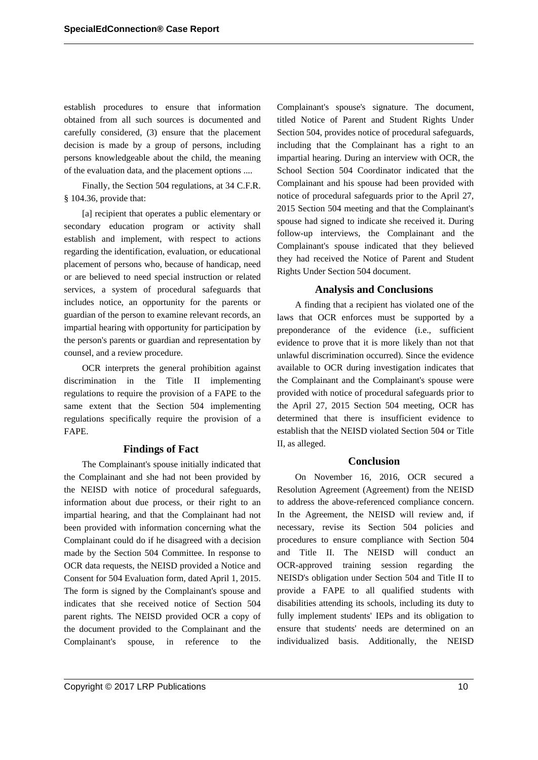establish procedures to ensure that information obtained from all such sources is documented and carefully considered, (3) ensure that the placement decision is made by a group of persons, including persons knowledgeable about the child, the meaning of the evaluation data, and the placement options ....

Finally, the Section 504 regulations, at 34 C.F.R. § 104.36, provide that:

[a] recipient that operates a public elementary or secondary education program or activity shall establish and implement, with respect to actions regarding the identification, evaluation, or educational placement of persons who, because of handicap, need or are believed to need special instruction or related services, a system of procedural safeguards that includes notice, an opportunity for the parents or guardian of the person to examine relevant records, an impartial hearing with opportunity for participation by the person's parents or guardian and representation by counsel, and a review procedure.

OCR interprets the general prohibition against discrimination in the Title II implementing regulations to require the provision of a FAPE to the same extent that the Section 504 implementing regulations specifically require the provision of a FAPE.

### Findings of Fact

The Complainant's spouse initially indicated that the Complainant and she had not been provided by the NEISD with notice of procedural safeguards, information about due process, or their right to an impartial hearing, and that the Complainant had not been provided with information concerning what the Complainant could do if he disagreed with a decision made by the Section 504 Committee. In response to OCR data requests, the NEISD provided a Notice and Consent for 504 Evaluation form, dated April 1, 2015. The form is signed by the Complainant's spouse and indicates that she received notice of Section 504 parent rights. The NEISD provided OCR a copy of the document provided to the Complainant and the Complainant's spouse, in reference to the Complainant's spouse's signature. The document, titled Notice of Parent and Student Rights Under Section 504, provides notice of procedural safeguards, including that the Complainant has a right to an impartial hearing. During an interview with OCR, the School Section 504 Coordinator indicated that the Complainant and his spouse had been provided with notice of procedural safeguards prior to the April 27, 2015 Section 504 meeting and that the Complainant's spouse had signed to indicate she received it. During follow-up interviews, the Complainant and the Complainant's spouse indicated that they believed they had received the Notice of Parent and Student Rights Under Section 504 document.

### Analysis and Conclusions

A finding that a recipient has violated one of the laws that OCR enforces must be supported by a preponderance of the evidence (i.e., sufficient evidence to prove that it is more likely than not that unlawful discrimination occurred). Since the evidence available to OCR during investigation indicates that the Complainant and the Complainant's spouse were provided with notice of procedural safeguards prior to the April 27, 2015 Section 504 meeting, OCR has determined that there is insufficient evidence to establish that the NEISD violated Section 504 or Title II, as alleged.

### Conclusion

On November 16, 2016, OCR secured a Resolution Agreement (Agreement) from the NEISD to address the above-referenced compliance concern. In the Agreement, the NEISD will review and, if necessary, revise its Section 504 policies and procedures to ensure compliance with Section 504 and Title II. The NEISD will conduct an OCR-approved training session regarding the NEISD's obligation under Section 504 and Title II to provide a FAPE to all qualified students with disabilities attending its schools, including its duty to fully implement students' IEPs and its obligation to ensure that students' needs are determined on an individualized basis. Additionally, the NEISD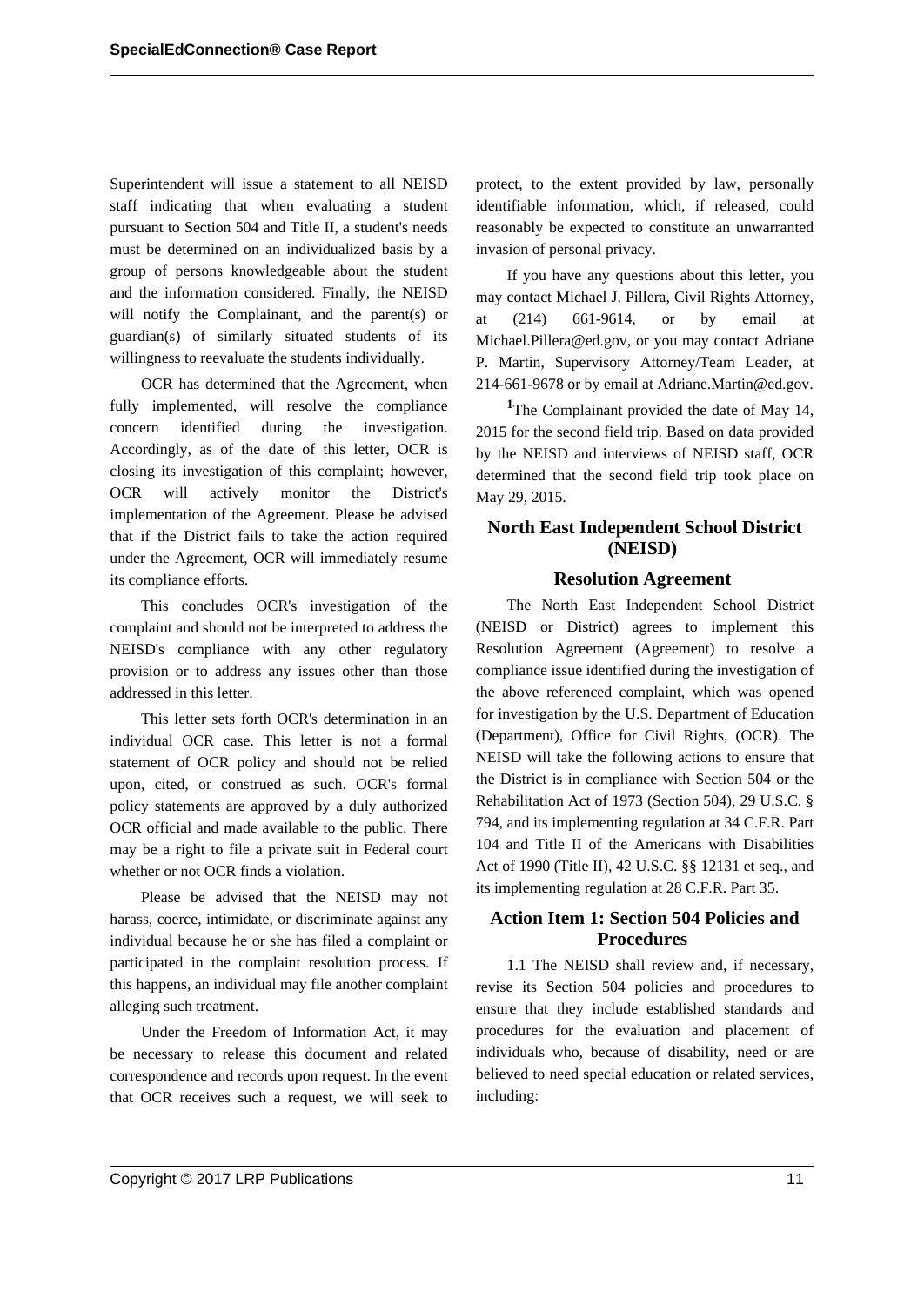Superintendent will issue a statement to all NEISD staff indicating that when evaluating a student pursuant to Section 504 and Title II, a student's needs must be determined on an individualized basis by a group of persons knowledgeable about the student and the information considered. Finally, the NEISD will notify the Complainant, and the parent(s) or guardian(s) of similarly situated students of its willingness to reevaluate the students individually.

OCR has determined that the Agreement, when fully implemented, will resolve the compliance concern identified during the investigation. Accordingly, as of the date of this letter, OCR is closing its investigation of this complaint; however, OCR will actively monitor the District's implementation of the Agreement. Please be advised that if the District fails to take the action required under the Agreement, OCR will immediately resume its compliance efforts.

This concludes OCR's investigation of the complaint and should not be interpreted to address the NEISD's compliance with any other regulatory provision or to address any issues other than those addressed in this letter.

This letter sets forth OCR's determination in an individual OCR case. This letter is not a formal statement of OCR policy and should not be relied upon, cited, or construed as such. OCR's formal policy statements are approved by a duly authorized OCR official and made available to the public. There may be a right to file a private suit in Federal court whether or not OCR finds a violation.

Please be advised that the NEISD may not harass, coerce, intimidate, or discriminate against any individual because he or she has filed a complaint or participated in the complaint resolution process. If this happens, an individual may file another complaint alleging such treatment.

Under the Freedom of Information Act, it may be necessary to release this document and related correspondence and records upon request. In the event that OCR receives such a request, we will seek to protect, to the extent provided by law, personally identifiable information, which, if released, could reasonably be expected to constitute an unwarranted invasion of personal privacy.

If you have any questions about this letter, you may contact Michael J. Pillera, Civil Rights Attorney, at (214) 661-9614, or by email at Michael.Pillera@ed.gov, or you may contact Adriane P. Martin, Supervisory Attorney/Team Leader, at 214-661-9678 or by email at Adriane.Martin@ed.gov.

[1]The Complainant provided the date of May 14, 2015 for the second field trip. Based on data provided by the NEISD and interviews of NEISD staff, OCR determined that the second field trip took place on May 29, 2015.

## North East Independent School District (NEISD)

## Resolution Agreement

The North East Independent School District (NEISD or District) agrees to implement this Resolution Agreement (Agreement) to resolve a compliance issue identified during the investigation of the above referenced complaint, which was opened for investigation by the U.S. Department of Education (Department), Office for Civil Rights, (OCR). The NEISD will take the following actions to ensure that the District is in compliance with Section 504 or the Rehabilitation Act of 1973 (Section 504), 29 U.S.C. § 794, and its implementing regulation at 34 C.F.R. Part 104 and Title II of the Americans with Disabilities Act of 1990 (Title II), 42 U.S.C. §§ 12131 et seq., and its implementing regulation at 28 C.F.R. Part 35.

### Action Item 1: Section 504 Policies and Procedures

1.1 The NEISD shall review and, if necessary, revise its Section 504 policies and procedures to ensure that they include established standards and procedures for the evaluation and placement of individuals who, because of disability, need or are believed to need special education or related services, including: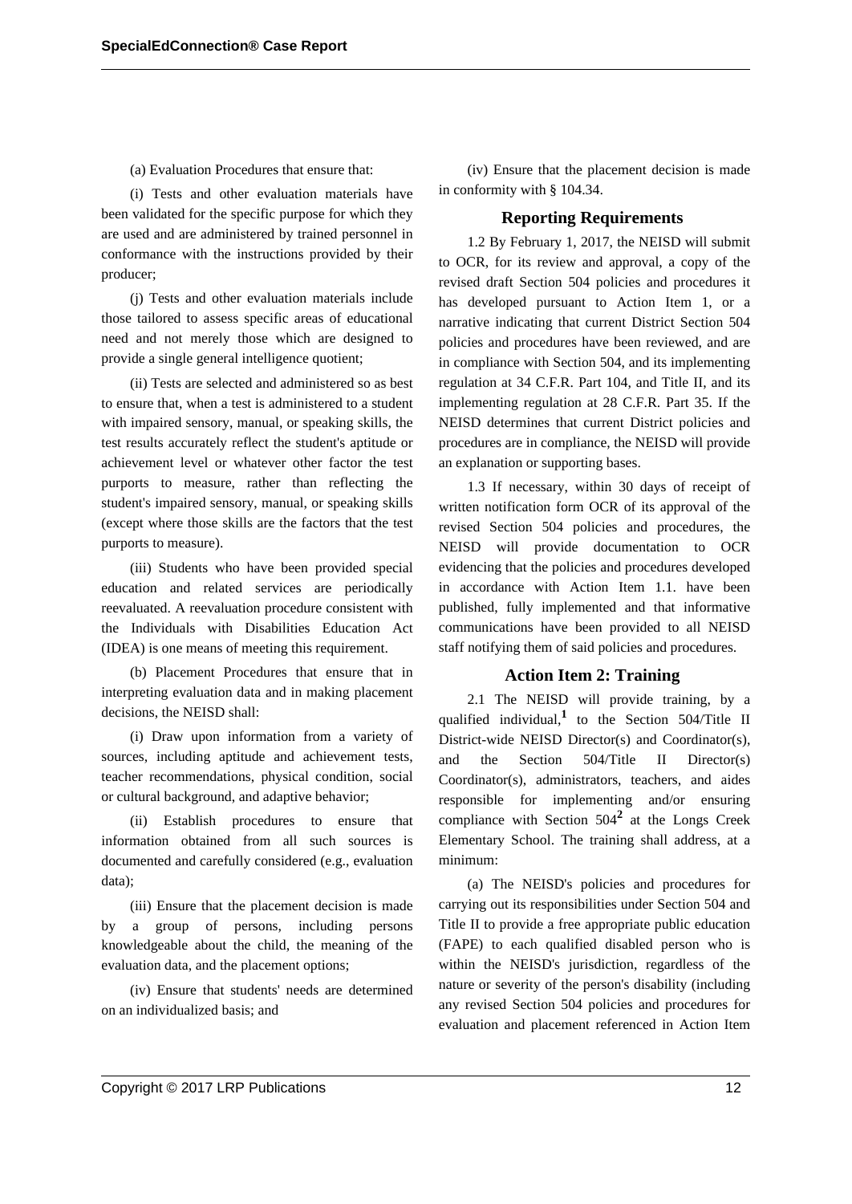(a) Evaluation Procedures that ensure that:

(i) Tests and other evaluation materials have been validated for the specific purpose for which they are used and are administered by trained personnel in conformance with the instructions provided by their producer;

(j) Tests and other evaluation materials include those tailored to assess specific areas of educational need and not merely those which are designed to provide a single general intelligence quotient;

(ii) Tests are selected and administered so as best to ensure that, when a test is administered to a student with impaired sensory, manual, or speaking skills, the test results accurately reflect the student's aptitude or achievement level or whatever other factor the test purports to measure, rather than reflecting the student's impaired sensory, manual, or speaking skills (except where those skills are the factors that the test purports to measure).

(iii) Students who have been provided special education and related services are periodically reevaluated. A reevaluation procedure consistent with the Individuals with Disabilities Education Act (IDEA) is one means of meeting this requirement.

(b) Placement Procedures that ensure that in interpreting evaluation data and in making placement decisions, the NEISD shall:

(i) Draw upon information from a variety of sources, including aptitude and achievement tests, teacher recommendations, physical condition, social or cultural background, and adaptive behavior;

(ii) Establish procedures to ensure that information obtained from all such sources is documented and carefully considered (e.g., evaluation data);

(iii) Ensure that the placement decision is made by a group of persons, including persons knowledgeable about the child, the meaning of the evaluation data, and the placement options;

(iv) Ensure that students' needs are determined on an individualized basis; and

(iv) Ensure that the placement decision is made in conformity with § 104.34.

## Reporting Requirements

1.2 By February 1, 2017, the NEISD will submit to OCR, for its review and approval, a copy of the revised draft Section 504 policies and procedures it has developed pursuant to Action Item 1, or a narrative indicating that current District Section 504 policies and procedures have been reviewed, and are in compliance with Section 504, and its implementing regulation at 34 C.F.R. Part 104, and Title II, and its implementing regulation at 28 C.F.R. Part 35. If the NEISD determines that current District policies and procedures are in compliance, the NEISD will provide an explanation or supporting bases.

1.3 If necessary, within 30 days of receipt of written notification form OCR of its approval of the revised Section 504 policies and procedures, the NEISD will provide documentation to OCR evidencing that the policies and procedures developed in accordance with Action Item 1.1. have been published, fully implemented and that informative communications have been provided to all NEISD staff notifying them of said policies and procedures.

## Action Item 2: Training

2.1 The NEISD will provide training, by a qualified individual,[1] to the Section 504/Title II District-wide NEISD Director(s) and Coordinator(s), and the Section 504/Title II Director(s) Coordinator(s), administrators, teachers, and aides responsible for implementing and/or ensuring compliance with Section 504[2] at the Longs Creek Elementary School. The training shall address, at a minimum:

(a) The NEISD's policies and procedures for carrying out its responsibilities under Section 504 and Title II to provide a free appropriate public education (FAPE) to each qualified disabled person who is within the NEISD's jurisdiction, regardless of the nature or severity of the person's disability (including any revised Section 504 policies and procedures for evaluation and placement referenced in Action Item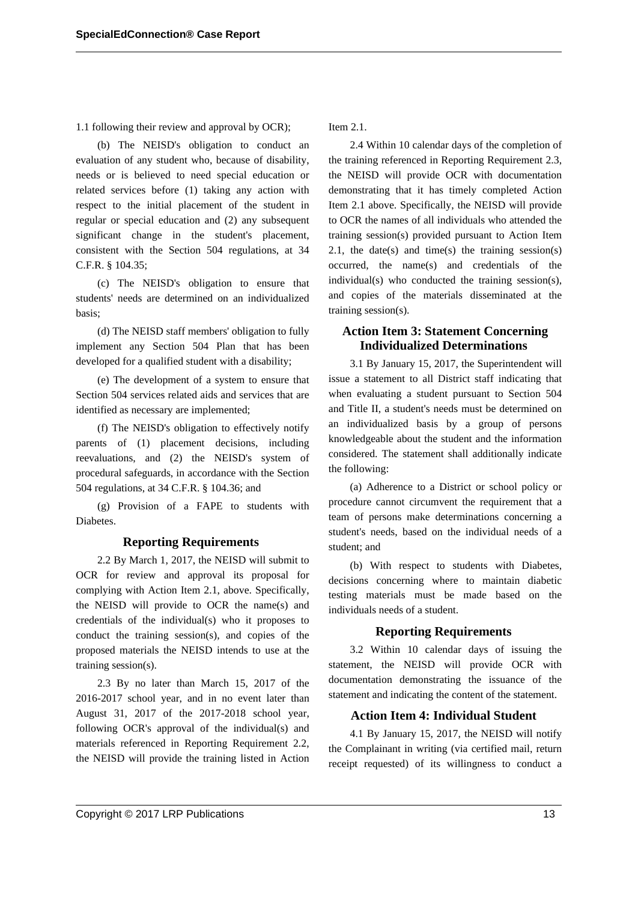1.1 following their review and approval by OCR);

(b) The NEISD's obligation to conduct an evaluation of any student who, because of disability, needs or is believed to need special education or related services before (1) taking any action with respect to the initial placement of the student in regular or special education and (2) any subsequent significant change in the student's placement, consistent with the Section 504 regulations, at 34 C.F.R. § 104.35;

(c) The NEISD's obligation to ensure that students' needs are determined on an individualized basis;

(d) The NEISD staff members' obligation to fully implement any Section 504 Plan that has been developed for a qualified student with a disability;

(e) The development of a system to ensure that Section 504 services related aids and services that are identified as necessary are implemented;

(f) The NEISD's obligation to effectively notify parents of (1) placement decisions, including reevaluations, and (2) the NEISD's system of procedural safeguards, in accordance with the Section 504 regulations, at 34 C.F.R. § 104.36; and

(g) Provision of a FAPE to students with Diabetes.

### Reporting Requirements

2.2 By March 1, 2017, the NEISD will submit to OCR for review and approval its proposal for complying with Action Item 2.1, above. Specifically, the NEISD will provide to OCR the name(s) and credentials of the individual(s) who it proposes to conduct the training session(s), and copies of the proposed materials the NEISD intends to use at the training session(s).

2.3 By no later than March 15, 2017 of the 2016-2017 school year, and in no event later than August 31, 2017 of the 2017-2018 school year, following OCR's approval of the individual(s) and materials referenced in Reporting Requirement 2.2, the NEISD will provide the training listed in Action Item 2.1.

2.4 Within 10 calendar days of the completion of the training referenced in Reporting Requirement 2.3, the NEISD will provide OCR with documentation demonstrating that it has timely completed Action Item 2.1 above. Specifically, the NEISD will provide to OCR the names of all individuals who attended the training session(s) provided pursuant to Action Item 2.1, the date(s) and time(s) the training session(s) occurred, the name(s) and credentials of the individual(s) who conducted the training session(s), and copies of the materials disseminated at the training session(s).

### Action Item 3: Statement Concerning Individualized Determinations

3.1 By January 15, 2017, the Superintendent will issue a statement to all District staff indicating that when evaluating a student pursuant to Section 504 and Title II, a student's needs must be determined on an individualized basis by a group of persons knowledgeable about the student and the information considered. The statement shall additionally indicate the following:

(a) Adherence to a District or school policy or procedure cannot circumvent the requirement that a team of persons make determinations concerning a student's needs, based on the individual needs of a student; and

(b) With respect to students with Diabetes, decisions concerning where to maintain diabetic testing materials must be made based on the individuals needs of a student.

### Reporting Requirements

3.2 Within 10 calendar days of issuing the statement, the NEISD will provide OCR with documentation demonstrating the issuance of the statement and indicating the content of the statement.

### Action Item 4: Individual Student

4.1 By January 15, 2017, the NEISD will notify the Complainant in writing (via certified mail, return receipt requested) of its willingness to conduct a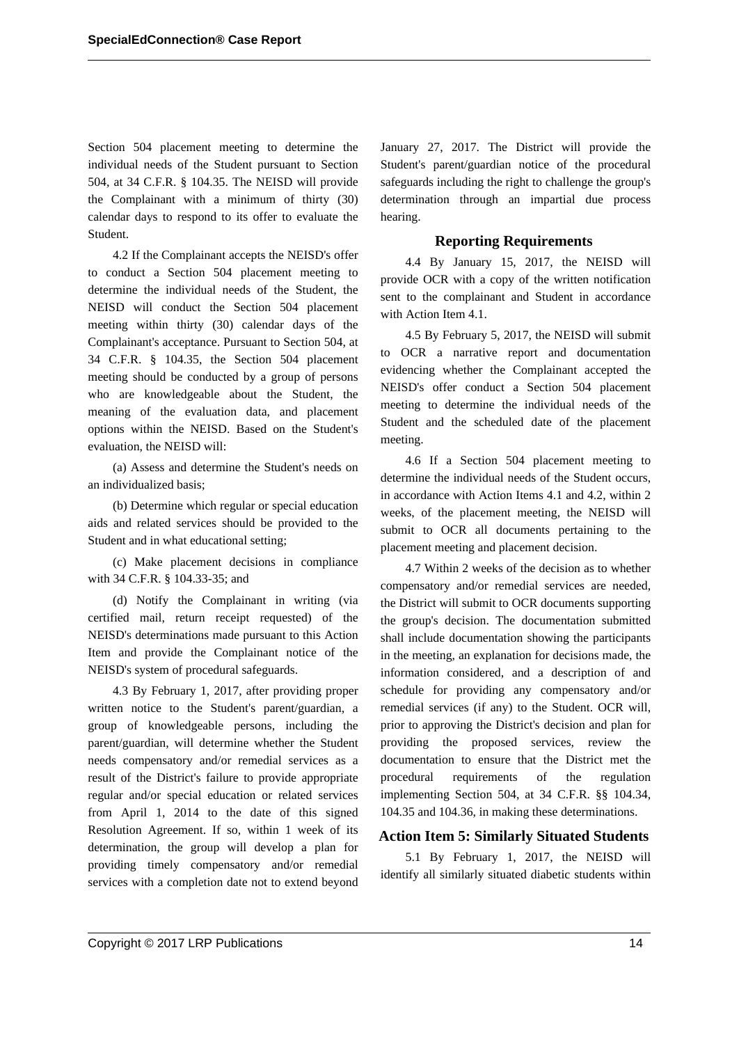Section 504 placement meeting to determine the individual needs of the Student pursuant to Section 504, at 34 C.F.R. § 104.35. The NEISD will provide the Complainant with a minimum of thirty (30) calendar days to respond to its offer to evaluate the Student.

4.2 If the Complainant accepts the NEISD's offer to conduct a Section 504 placement meeting to determine the individual needs of the Student, the NEISD will conduct the Section 504 placement meeting within thirty (30) calendar days of the Complainant's acceptance. Pursuant to Section 504, at 34 C.F.R. § 104.35, the Section 504 placement meeting should be conducted by a group of persons who are knowledgeable about the Student, the meaning of the evaluation data, and placement options within the NEISD. Based on the Student's evaluation, the NEISD will:

(a) Assess and determine the Student's needs on an individualized basis;

(b) Determine which regular or special education aids and related services should be provided to the Student and in what educational setting;

(c) Make placement decisions in compliance with 34 C.F.R. § 104.33-35; and

(d) Notify the Complainant in writing (via certified mail, return receipt requested) of the NEISD's determinations made pursuant to this Action Item and provide the Complainant notice of the NEISD's system of procedural safeguards.

4.3 By February 1, 2017, after providing proper written notice to the Student's parent/guardian, a group of knowledgeable persons, including the parent/guardian, will determine whether the Student needs compensatory and/or remedial services as a result of the District's failure to provide appropriate regular and/or special education or related services from April 1, 2014 to the date of this signed Resolution Agreement. If so, within 1 week of its determination, the group will develop a plan for providing timely compensatory and/or remedial services with a completion date not to extend beyond January 27, 2017. The District will provide the Student's parent/guardian notice of the procedural safeguards including the right to challenge the group's determination through an impartial due process hearing.

### Reporting Requirements

4.4 By January 15, 2017, the NEISD will provide OCR with a copy of the written notification sent to the complainant and Student in accordance with Action Item 4.1.

4.5 By February 5, 2017, the NEISD will submit to OCR a narrative report and documentation evidencing whether the Complainant accepted the NEISD's offer conduct a Section 504 placement meeting to determine the individual needs of the Student and the scheduled date of the placement meeting.

4.6 If a Section 504 placement meeting to determine the individual needs of the Student occurs, in accordance with Action Items 4.1 and 4.2, within 2 weeks, of the placement meeting, the NEISD will submit to OCR all documents pertaining to the placement meeting and placement decision.

4.7 Within 2 weeks of the decision as to whether compensatory and/or remedial services are needed, the District will submit to OCR documents supporting the group's decision. The documentation submitted shall include documentation showing the participants in the meeting, an explanation for decisions made, the information considered, and a description of and schedule for providing any compensatory and/or remedial services (if any) to the Student. OCR will, prior to approving the District's decision and plan for providing the proposed services, review the documentation to ensure that the District met the procedural requirements of the regulation implementing Section 504, at 34 C.F.R. §§ 104.34, 104.35 and 104.36, in making these determinations.

### Action Item 5: Similarly Situated Students

5.1 By February 1, 2017, the NEISD will identify all similarly situated diabetic students within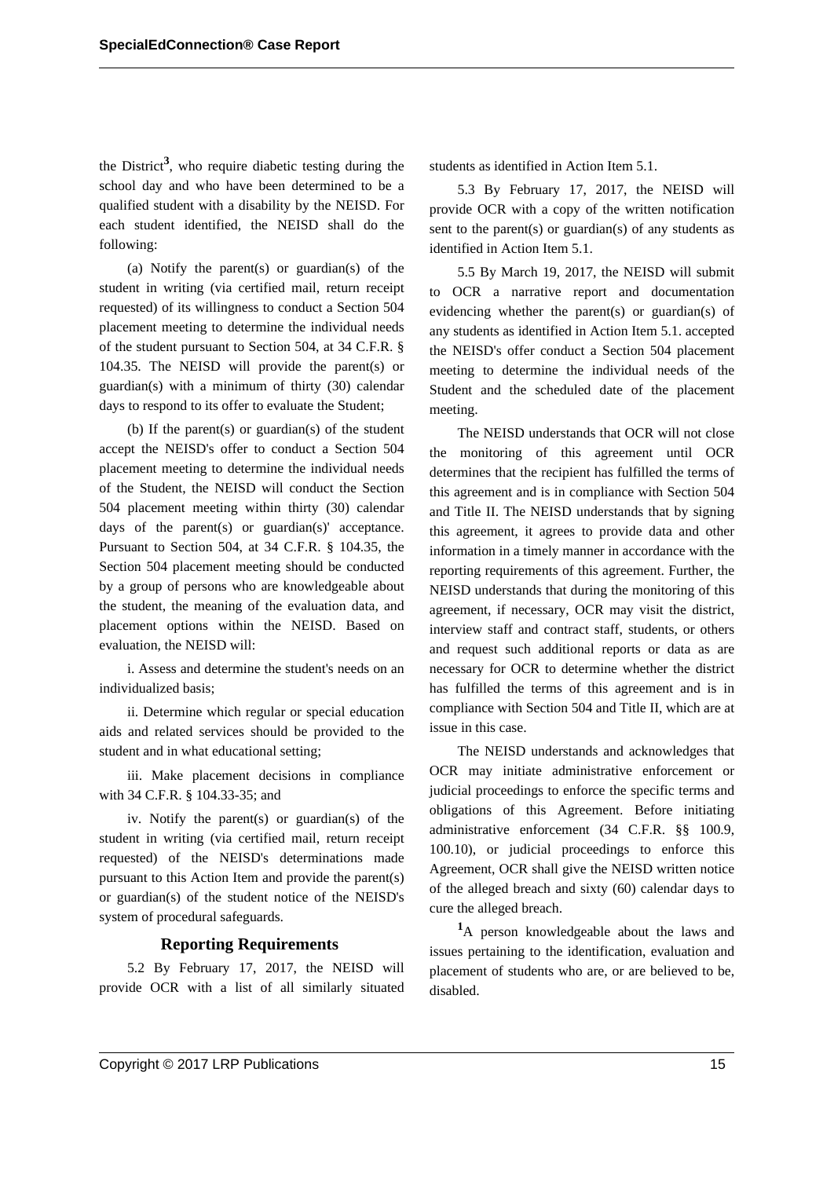the District[3], who require diabetic testing during the school day and who have been determined to be a qualified student with a disability by the NEISD. For each student identified, the NEISD shall do the following:

(a) Notify the parent(s) or guardian(s) of the student in writing (via certified mail, return receipt requested) of its willingness to conduct a Section 504 placement meeting to determine the individual needs of the student pursuant to Section 504, at 34 C.F.R. § 104.35. The NEISD will provide the parent(s) or guardian(s) with a minimum of thirty (30) calendar days to respond to its offer to evaluate the Student;

(b) If the parent(s) or guardian(s) of the student accept the NEISD's offer to conduct a Section 504 placement meeting to determine the individual needs of the Student, the NEISD will conduct the Section 504 placement meeting within thirty (30) calendar days of the parent(s) or guardian(s)' acceptance. Pursuant to Section 504, at 34 C.F.R. § 104.35, the Section 504 placement meeting should be conducted by a group of persons who are knowledgeable about the student, the meaning of the evaluation data, and placement options within the NEISD. Based on evaluation, the NEISD will:

i. Assess and determine the student's needs on an individualized basis;

ii. Determine which regular or special education aids and related services should be provided to the student and in what educational setting;

iii. Make placement decisions in compliance with 34 C.F.R. § 104.33-35; and

iv. Notify the parent(s) or guardian(s) of the student in writing (via certified mail, return receipt requested) of the NEISD's determinations made pursuant to this Action Item and provide the parent(s) or guardian(s) of the student notice of the NEISD's system of procedural safeguards.

### Reporting Requirements

5.2 By February 17, 2017, the NEISD will provide OCR with a list of all similarly situated students as identified in Action Item 5.1.

5.3 By February 17, 2017, the NEISD will provide OCR with a copy of the written notification sent to the parent(s) or guardian(s) of any students as identified in Action Item 5.1.

5.5 By March 19, 2017, the NEISD will submit to OCR a narrative report and documentation evidencing whether the parent(s) or guardian(s) of any students as identified in Action Item 5.1. accepted the NEISD's offer conduct a Section 504 placement meeting to determine the individual needs of the Student and the scheduled date of the placement meeting.

The NEISD understands that OCR will not close the monitoring of this agreement until OCR determines that the recipient has fulfilled the terms of this agreement and is in compliance with Section 504 and Title II. The NEISD understands that by signing this agreement, it agrees to provide data and other information in a timely manner in accordance with the reporting requirements of this agreement. Further, the NEISD understands that during the monitoring of this agreement, if necessary, OCR may visit the district, interview staff and contract staff, students, or others and request such additional reports or data as are necessary for OCR to determine whether the district has fulfilled the terms of this agreement and is in compliance with Section 504 and Title II, which are at issue in this case.

The NEISD understands and acknowledges that OCR may initiate administrative enforcement or judicial proceedings to enforce the specific terms and obligations of this Agreement. Before initiating administrative enforcement (34 C.F.R. §§ 100.9, 100.10), or judicial proceedings to enforce this Agreement, OCR shall give the NEISD written notice of the alleged breach and sixty (60) calendar days to cure the alleged breach.

[1] A person knowledgeable about the laws and issues pertaining to the identification, evaluation and placement of students who are, or are believed to be, disabled.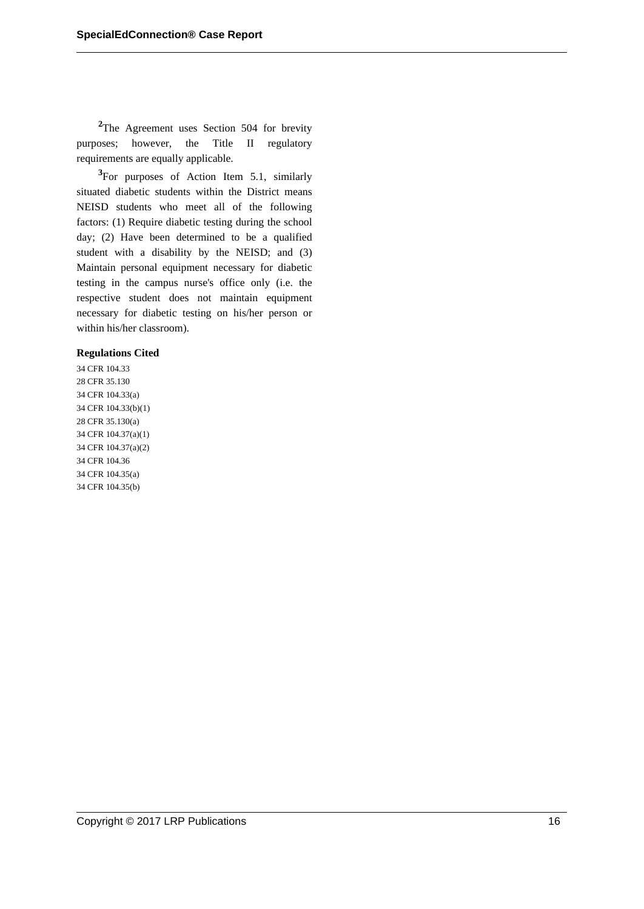[2]The Agreement uses Section 504 for brevity purposes; however, the Title II regulatory requirements are equally applicable.

[3]For purposes of Action Item 5.1, similarly situated diabetic students within the District means NEISD students who meet all of the following factors: (1) Require diabetic testing during the school day; (2) Have been determined to be a qualified student with a disability by the NEISD; and (3) Maintain personal equipment necessary for diabetic testing in the campus nurse's office only (i.e. the respective student does not maintain equipment necessary for diabetic testing on his/her person or within his/her classroom).

**Regulations Cited**

34 CFR 104.33
28 CFR 35.130
34 CFR 104.33(a)
34 CFR 104.33(b)(1)
28 CFR 35.130(a)
34 CFR 104.37(a)(1)
34 CFR 104.37(a)(2)
34 CFR 104.36
34 CFR 104.35(a)
34 CFR 104.35(b)